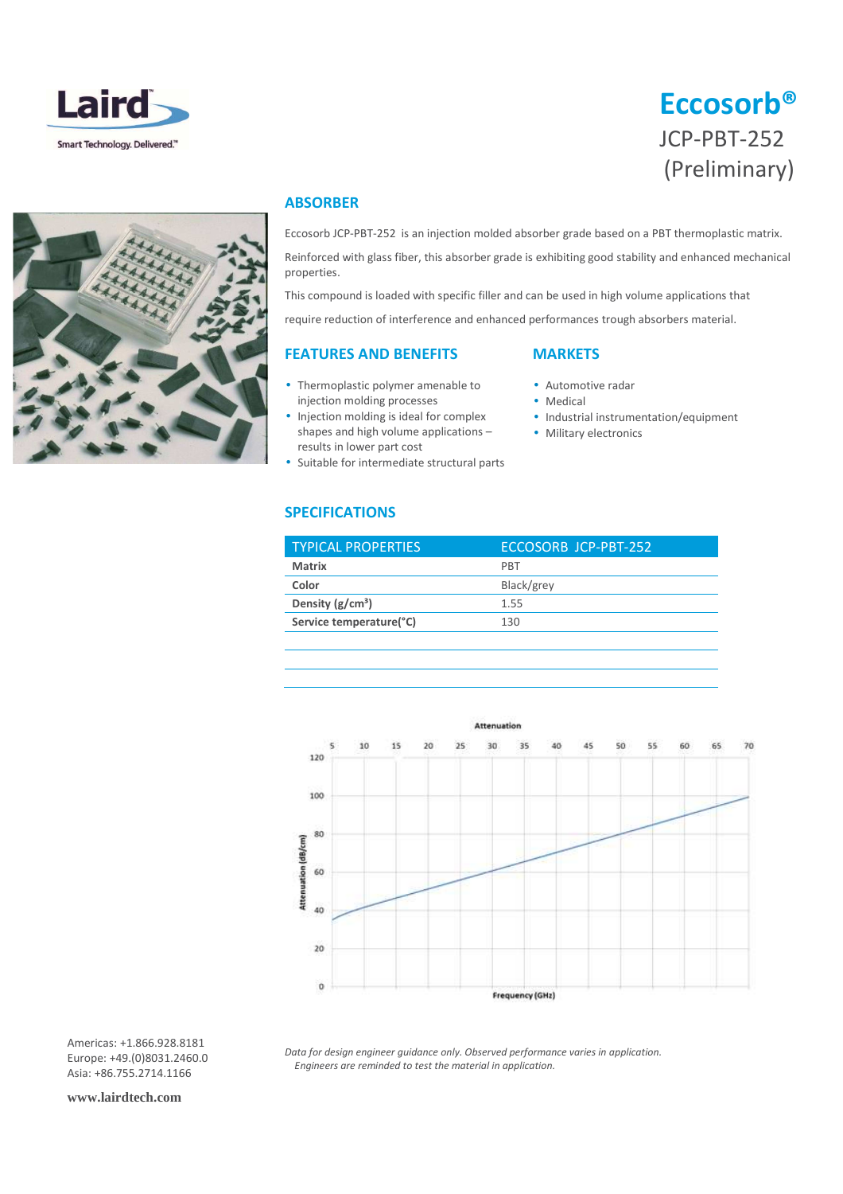# Eccosorb®

JCP-PBT-252
(Preliminary)

## ABSORBER

Eccosorb JCP-PBT-252 is an injection molded absorber grade based on a PBT thermoplastic matrix.

Reinforced with glass fiber, this absorber grade is exhibiting good stability and enhanced mechanical properties.

This compound is loaded with specific filler and can be used in high volume applications that

require reduction of interference and enhanced performances trough absorbers material.

## FEATURES AND BENEFITS

- Thermoplastic polymer amenable to injection molding processes
- Injection molding is ideal for complex shapes and high volume applications – results in lower part cost
- Suitable for intermediate structural parts

## MARKETS

- Automotive radar
- Medical
- Industrial instrumentation/equipment
- Military electronics

## SPECIFICATIONS

| TYPICAL PROPERTIES | ECCOSORB JCP-PBT-252 |
|---|---|
| **Matrix** | PBT |
| **Color** | Black/grey |
| **Density (g/cm³)** | 1.55 |
| **Service temperature(°C)** | 130 |

Attenuation

Attenuation (dB/cm) vs. Frequency (GHz)

*Data for design engineer guidance only. Observed performance varies in application. Engineers are reminded to test the material in application.*

Americas: +1.866.928.8181
Europe: +49.(0)8031.2460.0
Asia: +86.755.2714.1166

**www.lairdtech.com**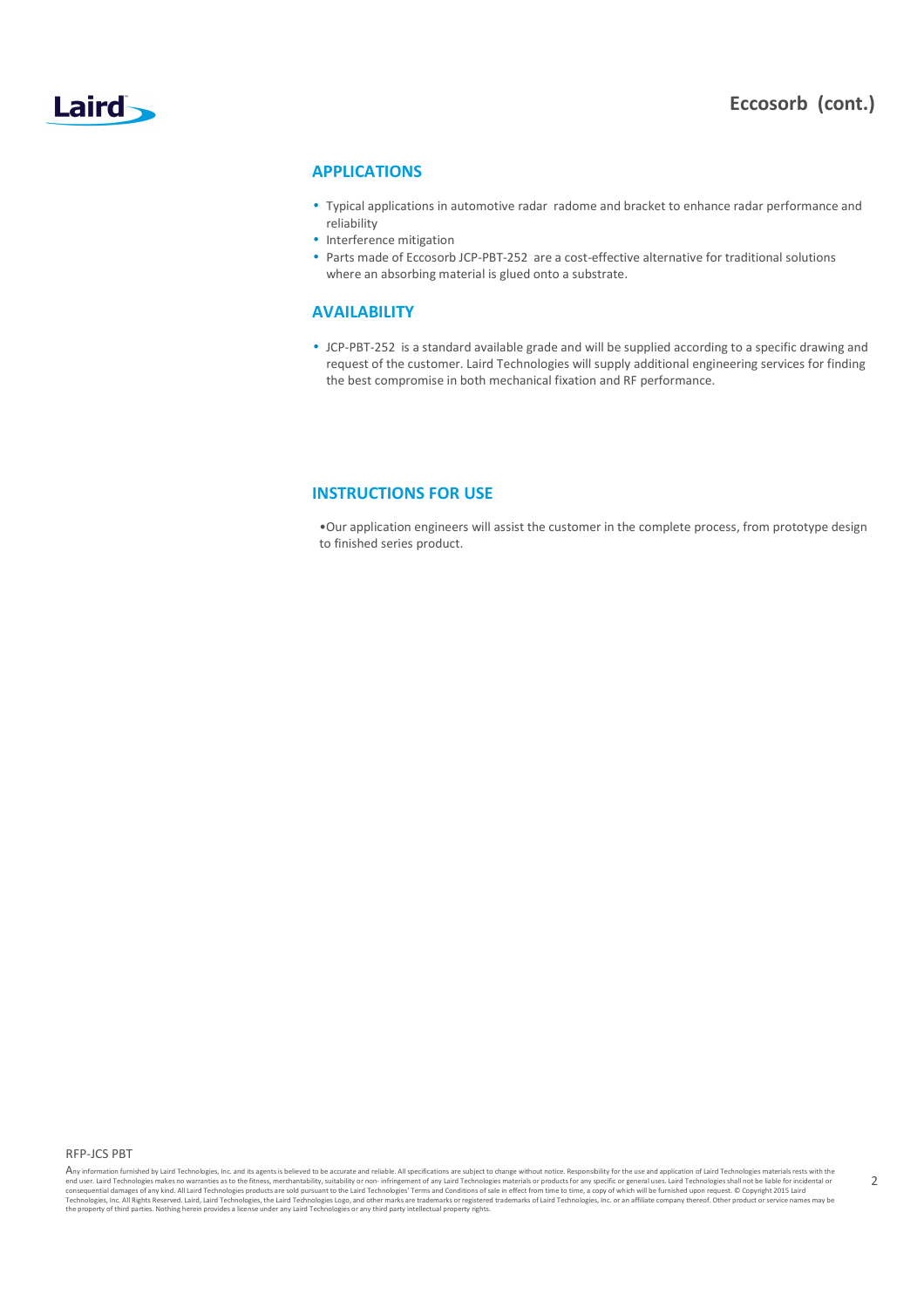## APPLICATIONS

- Typical applications in automotive radar radome and bracket to enhance radar performance and reliability
- Interference mitigation
- Parts made of Eccosorb JCP-PBT-252 are a cost-effective alternative for traditional solutions where an absorbing material is glued onto a substrate.

## AVAILABILITY

- JCP-PBT-252 is a standard available grade and will be supplied according to a specific drawing and request of the customer. Laird Technologies will supply additional engineering services for finding the best compromise in both mechanical fixation and RF performance.

## INSTRUCTIONS FOR USE

•Our application engineers will assist the customer in the complete process, from prototype design to finished series product.

RFP-JCS PBT

Any information furnished by Laird Technologies, Inc. and its agents is believed to be accurate and reliable. All specifications are subject to change without notice. Responsibility for the use and application of Laird Technologies materials rests with the end user. Laird Technologies makes no warranties as to the fitness, merchantability, suitability or non- infringement of any Laird Technologies materials or products for any specific or general uses. Laird Technologies shall not be liable for incidental or consequential damages of any kind. All Laird Technologies products are sold pursuant to the Laird Technologies' Terms and Conditions of sale in effect from time to time, a copy of which will be furnished upon request. © Copyright 2015 Laird Technologies, Inc. All Rights Reserved. Laird, Laird Technologies, the Laird Technologies Logo, and other marks are trademarks or registered trademarks of Laird Technologies, Inc. or an affiliate company thereof. Other product or service names may be the property of third parties. Nothing herein provides a license under any Laird Technologies or any third party intellectual property rights.